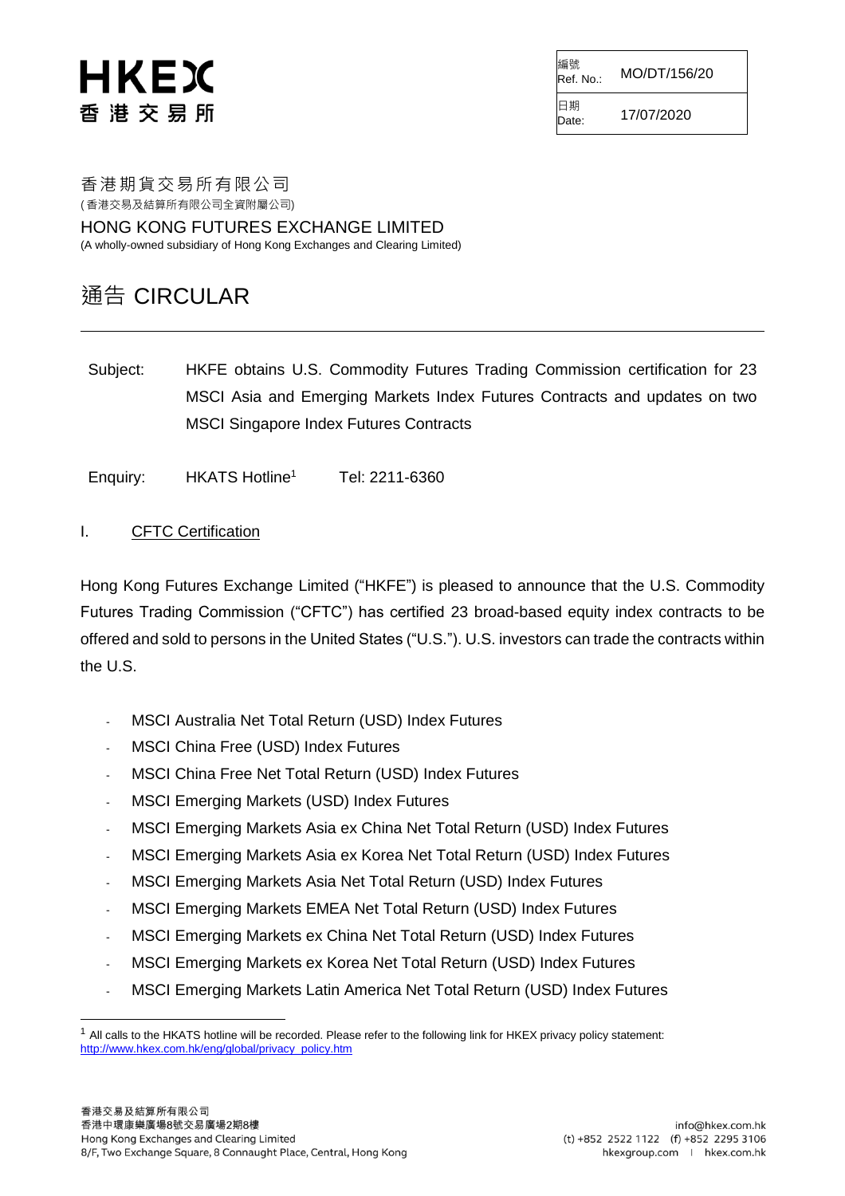HKEX
香港交易所

| 編號 Ref. No.: | MO/DT/156/20 |
| --- | --- |
| 日期 Date: | 17/07/2020 |

香港期貨交易所有限公司
(香港交易及結算所有限公司全資附屬公司)

HONG KONG FUTURES EXCHANGE LIMITED
(A wholly-owned subsidiary of Hong Kong Exchanges and Clearing Limited)

# 通告 CIRCULAR

Subject: HKFE obtains U.S. Commodity Futures Trading Commission certification for 23 MSCI Asia and Emerging Markets Index Futures Contracts and updates on two MSCI Singapore Index Futures Contracts

Enquiry: HKATS Hotline[1] Tel: 2211-6360

## I. CFTC Certification

Hong Kong Futures Exchange Limited ("HKFE") is pleased to announce that the U.S. Commodity Futures Trading Commission ("CFTC") has certified 23 broad-based equity index contracts to be offered and sold to persons in the United States ("U.S."). U.S. investors can trade the contracts within the U.S.

- MSCI Australia Net Total Return (USD) Index Futures
- MSCI China Free (USD) Index Futures
- MSCI China Free Net Total Return (USD) Index Futures
- MSCI Emerging Markets (USD) Index Futures
- MSCI Emerging Markets Asia ex China Net Total Return (USD) Index Futures
- MSCI Emerging Markets Asia ex Korea Net Total Return (USD) Index Futures
- MSCI Emerging Markets Asia Net Total Return (USD) Index Futures
- MSCI Emerging Markets EMEA Net Total Return (USD) Index Futures
- MSCI Emerging Markets ex China Net Total Return (USD) Index Futures
- MSCI Emerging Markets ex Korea Net Total Return (USD) Index Futures
- MSCI Emerging Markets Latin America Net Total Return (USD) Index Futures

[1] All calls to the HKATS hotline will be recorded. Please refer to the following link for HKEX privacy policy statement: http://www.hkex.com.hk/eng/global/privacy_policy.htm

香港交易及結算所有限公司
香港中環康樂廣場8號交易廣場2期8樓
Hong Kong Exchanges and Clearing Limited
8/F, Two Exchange Square, 8 Connaught Place, Central, Hong Kong

info@hkex.com.hk
(t) +852 2522 1122 (f) +852 2295 3106
hkexgroup.com | hkex.com.hk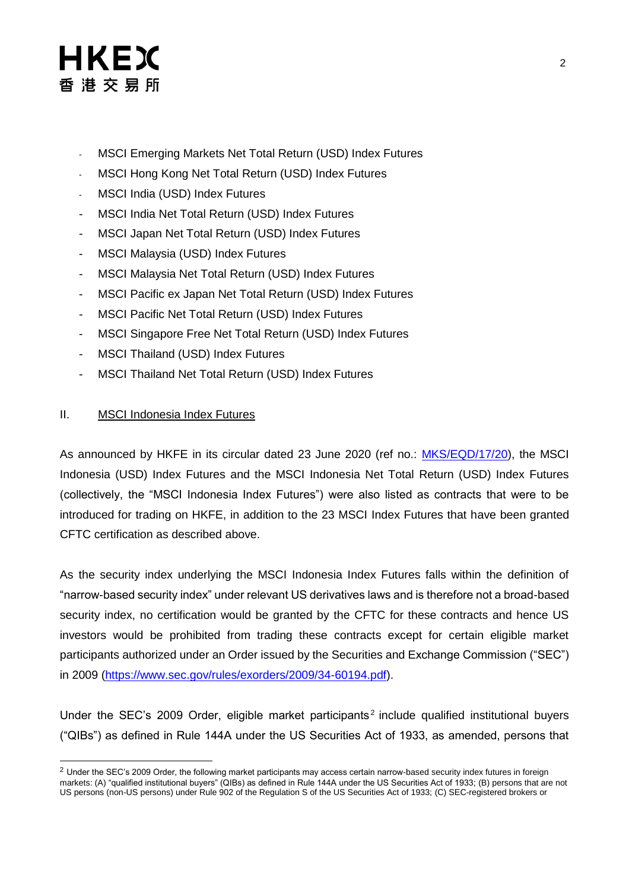- MSCI Emerging Markets Net Total Return (USD) Index Futures
- MSCI Hong Kong Net Total Return (USD) Index Futures
- MSCI India (USD) Index Futures
- MSCI India Net Total Return (USD) Index Futures
- MSCI Japan Net Total Return (USD) Index Futures
- MSCI Malaysia (USD) Index Futures
- MSCI Malaysia Net Total Return (USD) Index Futures
- MSCI Pacific ex Japan Net Total Return (USD) Index Futures
- MSCI Pacific Net Total Return (USD) Index Futures
- MSCI Singapore Free Net Total Return (USD) Index Futures
- MSCI Thailand (USD) Index Futures
- MSCI Thailand Net Total Return (USD) Index Futures

## II. MSCI Indonesia Index Futures

As announced by HKFE in its circular dated 23 June 2020 (ref no.: [MKS/EQD/17/20](MKS/EQD/17/20)), the MSCI Indonesia (USD) Index Futures and the MSCI Indonesia Net Total Return (USD) Index Futures (collectively, the "MSCI Indonesia Index Futures") were also listed as contracts that were to be introduced for trading on HKFE, in addition to the 23 MSCI Index Futures that have been granted CFTC certification as described above.

As the security index underlying the MSCI Indonesia Index Futures falls within the definition of "narrow-based security index" under relevant US derivatives laws and is therefore not a broad-based security index, no certification would be granted by the CFTC for these contracts and hence US investors would be prohibited from trading these contracts except for certain eligible market participants authorized under an Order issued by the Securities and Exchange Commission ("SEC") in 2009 (https://www.sec.gov/rules/exorders/2009/34-60194.pdf).

Under the SEC's 2009 Order, eligible market participants[2] include qualified institutional buyers ("QIBs") as defined in Rule 144A under the US Securities Act of 1933, as amended, persons that

[2] Under the SEC's 2009 Order, the following market participants may access certain narrow-based security index futures in foreign markets: (A) "qualified institutional buyers" (QIBs) as defined in Rule 144A under the US Securities Act of 1933; (B) persons that are not US persons (non-US persons) under Rule 902 of the Regulation S of the US Securities Act of 1933; (C) SEC-registered brokers or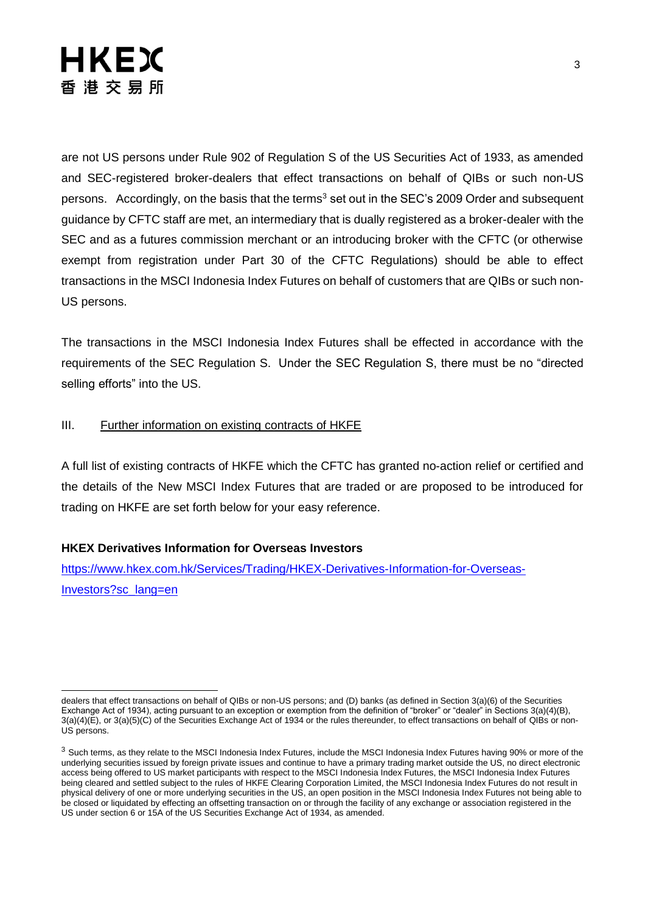are not US persons under Rule 902 of Regulation S of the US Securities Act of 1933, as amended and SEC-registered broker-dealers that effect transactions on behalf of QIBs or such non-US persons. Accordingly, on the basis that the terms[3] set out in the SEC's 2009 Order and subsequent guidance by CFTC staff are met, an intermediary that is dually registered as a broker-dealer with the SEC and as a futures commission merchant or an introducing broker with the CFTC (or otherwise exempt from registration under Part 30 of the CFTC Regulations) should be able to effect transactions in the MSCI Indonesia Index Futures on behalf of customers that are QIBs or such non-US persons.

The transactions in the MSCI Indonesia Index Futures shall be effected in accordance with the requirements of the SEC Regulation S. Under the SEC Regulation S, there must be no "directed selling efforts" into the US.

III. Further information on existing contracts of HKFE

A full list of existing contracts of HKFE which the CFTC has granted no-action relief or certified and the details of the New MSCI Index Futures that are traded or are proposed to be introduced for trading on HKFE are set forth below for your easy reference.

**HKEX Derivatives Information for Overseas Investors**

https://www.hkex.com.hk/Services/Trading/HKEX-Derivatives-Information-for-Overseas-Investors?sc_lang=en

---

dealers that effect transactions on behalf of QIBs or non-US persons; and (D) banks (as defined in Section 3(a)(6) of the Securities Exchange Act of 1934), acting pursuant to an exception or exemption from the definition of "broker" or "dealer" in Sections 3(a)(4)(B), 3(a)(4)(E), or 3(a)(5)(C) of the Securities Exchange Act of 1934 or the rules thereunder, to effect transactions on behalf of QIBs or non-US persons.

[3] Such terms, as they relate to the MSCI Indonesia Index Futures, include the MSCI Indonesia Index Futures having 90% or more of the underlying securities issued by foreign private issues and continue to have a primary trading market outside the US, no direct electronic access being offered to US market participants with respect to the MSCI Indonesia Index Futures, the MSCI Indonesia Index Futures being cleared and settled subject to the rules of HKFE Clearing Corporation Limited, the MSCI Indonesia Index Futures do not result in physical delivery of one or more underlying securities in the US, an open position in the MSCI Indonesia Index Futures not being able to be closed or liquidated by effecting an offsetting transaction on or through the facility of any exchange or association registered in the US under section 6 or 15A of the US Securities Exchange Act of 1934, as amended.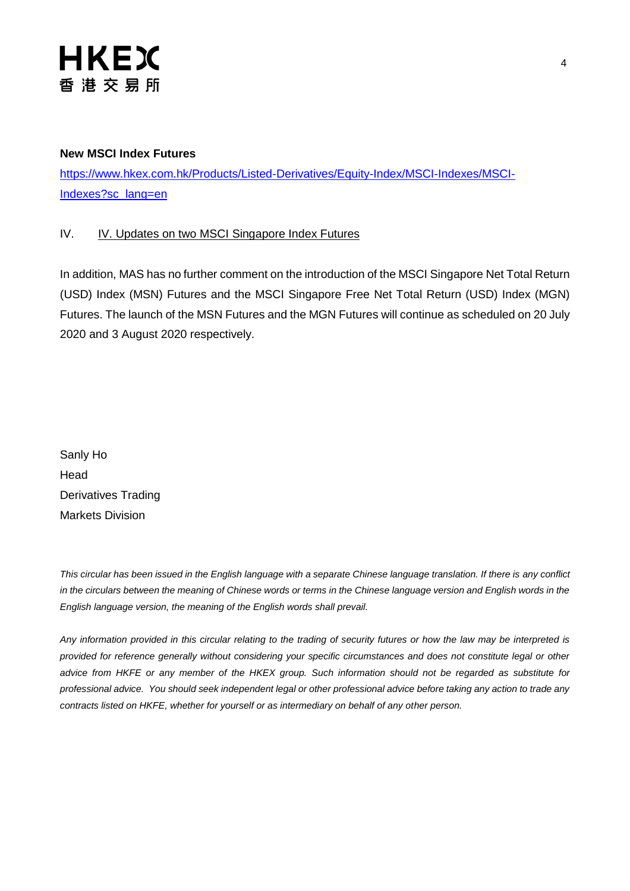**New MSCI Index Futures**

https://www.hkex.com.hk/Products/Listed-Derivatives/Equity-Index/MSCI-Indexes/MSCI-Indexes?sc_lang=en

IV. IV. Updates on two MSCI Singapore Index Futures

In addition, MAS has no further comment on the introduction of the MSCI Singapore Net Total Return (USD) Index (MSN) Futures and the MSCI Singapore Free Net Total Return (USD) Index (MGN) Futures. The launch of the MSN Futures and the MGN Futures will continue as scheduled on 20 July 2020 and 3 August 2020 respectively.

Sanly Ho
Head
Derivatives Trading
Markets Division

*This circular has been issued in the English language with a separate Chinese language translation. If there is any conflict in the circulars between the meaning of Chinese words or terms in the Chinese language version and English words in the English language version, the meaning of the English words shall prevail.*

*Any information provided in this circular relating to the trading of security futures or how the law may be interpreted is provided for reference generally without considering your specific circumstances and does not constitute legal or other advice from HKFE or any member of the HKEX group. Such information should not be regarded as substitute for professional advice. You should seek independent legal or other professional advice before taking any action to trade any contracts listed on HKFE, whether for yourself or as intermediary on behalf of any other person.*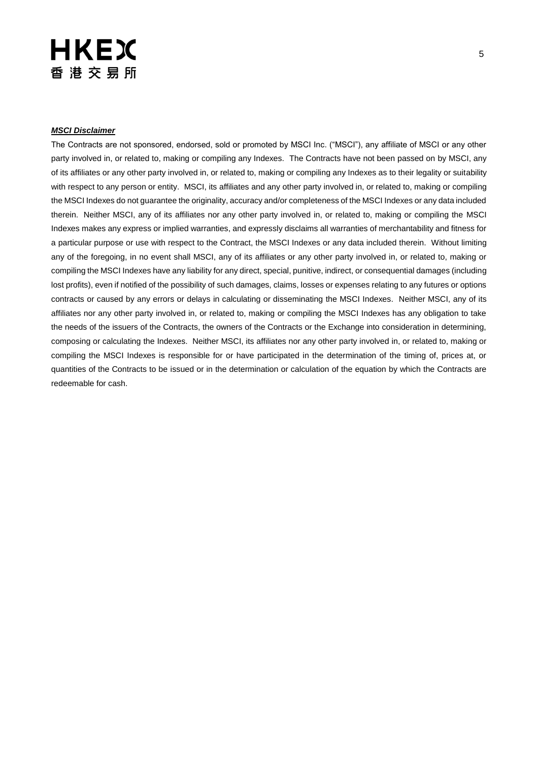***MSCI Disclaimer***

The Contracts are not sponsored, endorsed, sold or promoted by MSCI Inc. ("MSCI"), any affiliate of MSCI or any other party involved in, or related to, making or compiling any Indexes. The Contracts have not been passed on by MSCI, any of its affiliates or any other party involved in, or related to, making or compiling any Indexes as to their legality or suitability with respect to any person or entity. MSCI, its affiliates and any other party involved in, or related to, making or compiling the MSCI Indexes do not guarantee the originality, accuracy and/or completeness of the MSCI Indexes or any data included therein. Neither MSCI, any of its affiliates nor any other party involved in, or related to, making or compiling the MSCI Indexes makes any express or implied warranties, and expressly disclaims all warranties of merchantability and fitness for a particular purpose or use with respect to the Contract, the MSCI Indexes or any data included therein. Without limiting any of the foregoing, in no event shall MSCI, any of its affiliates or any other party involved in, or related to, making or compiling the MSCI Indexes have any liability for any direct, special, punitive, indirect, or consequential damages (including lost profits), even if notified of the possibility of such damages, claims, losses or expenses relating to any futures or options contracts or caused by any errors or delays in calculating or disseminating the MSCI Indexes. Neither MSCI, any of its affiliates nor any other party involved in, or related to, making or compiling the MSCI Indexes has any obligation to take the needs of the issuers of the Contracts, the owners of the Contracts or the Exchange into consideration in determining, composing or calculating the Indexes. Neither MSCI, its affiliates nor any other party involved in, or related to, making or compiling the MSCI Indexes is responsible for or have participated in the determination of the timing of, prices at, or quantities of the Contracts to be issued or in the determination or calculation of the equation by which the Contracts are redeemable for cash.